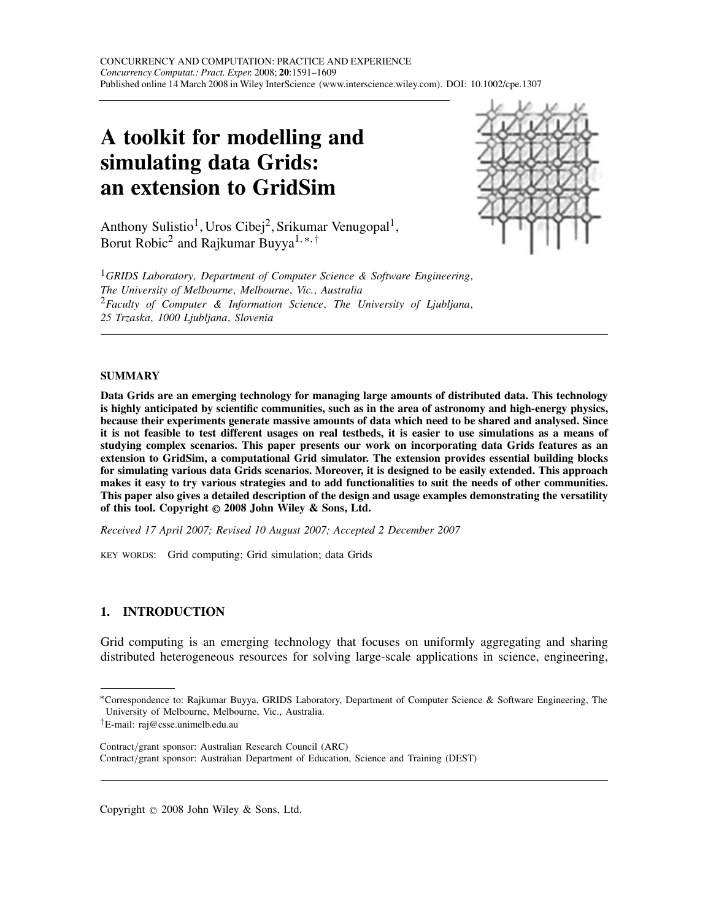# A toolkit for modelling and simulating data Grids: an extension to GridSim

Anthony Sulistio[1], Uros Cibej[2], Srikumar Venugopal[1], Borut Robic[2] and Rajkumar Buyya[1,*,†]

[1]*GRIDS Laboratory, Department of Computer Science & Software Engineering, The University of Melbourne, Melbourne, Vic., Australia*
[2]*Faculty of Computer & Information Science, The University of Ljubljana, 25 Trzaska, 1000 Ljubljana, Slovenia*

## SUMMARY

**Data Grids are an emerging technology for managing large amounts of distributed data. This technology is highly anticipated by scientific communities, such as in the area of astronomy and high-energy physics, because their experiments generate massive amounts of data which need to be shared and analysed. Since it is not feasible to test different usages on real testbeds, it is easier to use simulations as a means of studying complex scenarios. This paper presents our work on incorporating data Grids features as an extension to GridSim, a computational Grid simulator. The extension provides essential building blocks for simulating various data Grids scenarios. Moreover, it is designed to be easily extended. This approach makes it easy to try various strategies and to add functionalities to suit the needs of other communities. This paper also gives a detailed description of the design and usage examples demonstrating the versatility of this tool. Copyright © 2008 John Wiley & Sons, Ltd.**

*Received 17 April 2007; Revised 10 August 2007; Accepted 2 December 2007*

KEY WORDS: Grid computing; Grid simulation; data Grids

## 1. INTRODUCTION

Grid computing is an emerging technology that focuses on uniformly aggregating and sharing distributed heterogeneous resources for solving large-scale applications in science, engineering,

---

*Correspondence to: Rajkumar Buyya, GRIDS Laboratory, Department of Computer Science & Software Engineering, The University of Melbourne, Melbourne, Vic., Australia.
†E-mail: raj@csse.unimelb.edu.au

Contract/grant sponsor: Australian Research Council (ARC)
Contract/grant sponsor: Australian Department of Education, Science and Training (DEST)

Copyright © 2008 John Wiley & Sons, Ltd.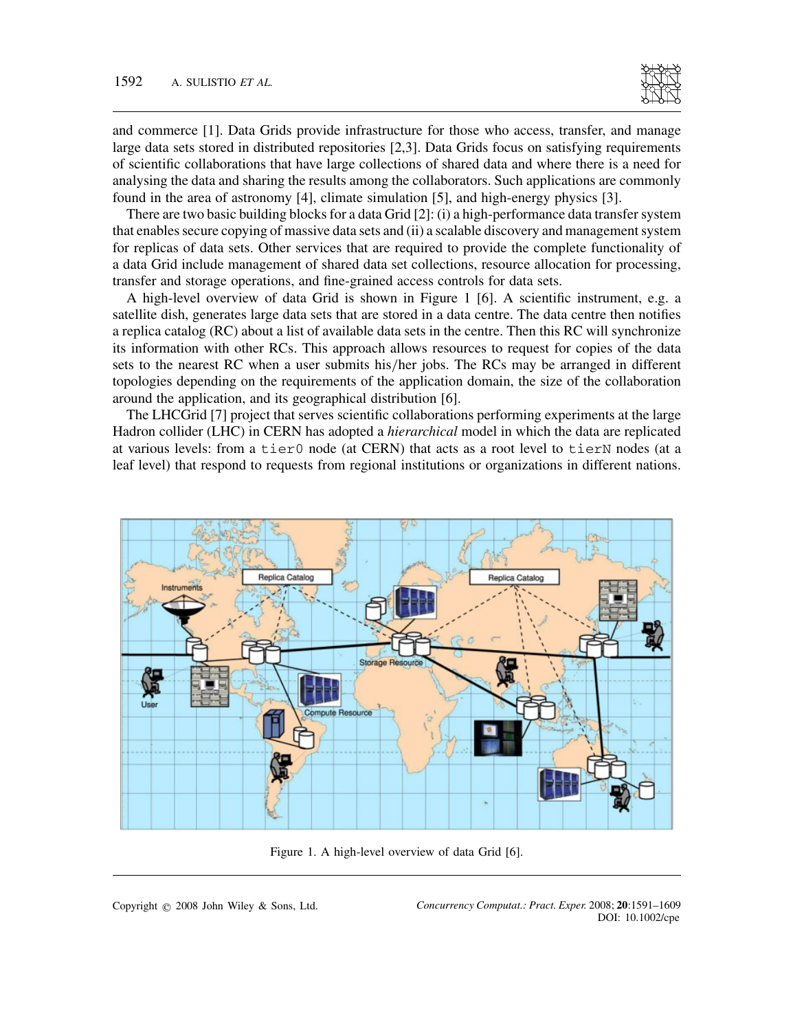and commerce [1]. Data Grids provide infrastructure for those who access, transfer, and manage large data sets stored in distributed repositories [2,3]. Data Grids focus on satisfying requirements of scientific collaborations that have large collections of shared data and where there is a need for analysing the data and sharing the results among the collaborators. Such applications are commonly found in the area of astronomy [4], climate simulation [5], and high-energy physics [3].

There are two basic building blocks for a data Grid [2]: (i) a high-performance data transfer system that enables secure copying of massive data sets and (ii) a scalable discovery and management system for replicas of data sets. Other services that are required to provide the complete functionality of a data Grid include management of shared data set collections, resource allocation for processing, transfer and storage operations, and fine-grained access controls for data sets.

A high-level overview of data Grid is shown in Figure 1 [6]. A scientific instrument, e.g. a satellite dish, generates large data sets that are stored in a data centre. The data centre then notifies a replica catalog (RC) about a list of available data sets in the centre. Then this RC will synchronize its information with other RCs. This approach allows resources to request for copies of the data sets to the nearest RC when a user submits his/her jobs. The RCs may be arranged in different topologies depending on the requirements of the application domain, the size of the collaboration around the application, and its geographical distribution [6].

The LHCGrid [7] project that serves scientific collaborations performing experiments at the large Hadron collider (LHC) in CERN has adopted a *hierarchical* model in which the data are replicated at various levels: from a `tier0` node (at CERN) that acts as a root level to `tierN` nodes (at a leaf level) that respond to requests from regional institutions or organizations in different nations.

Figure 1. A high-level overview of data Grid [6].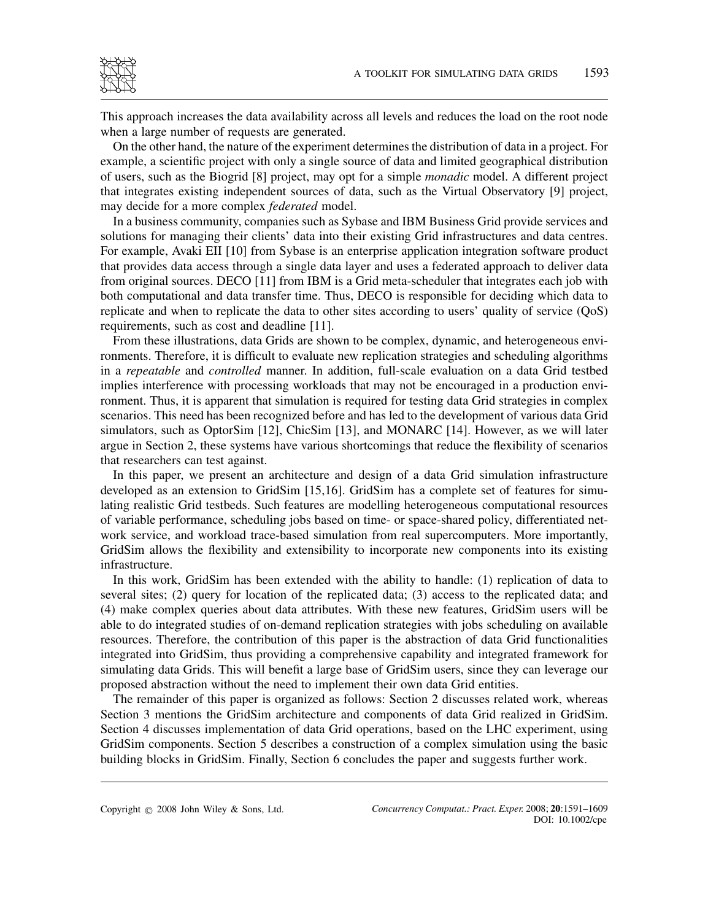This approach increases the data availability across all levels and reduces the load on the root node when a large number of requests are generated.

On the other hand, the nature of the experiment determines the distribution of data in a project. For example, a scientific project with only a single source of data and limited geographical distribution of users, such as the Biogrid [8] project, may opt for a simple *monadic* model. A different project that integrates existing independent sources of data, such as the Virtual Observatory [9] project, may decide for a more complex *federated* model.

In a business community, companies such as Sybase and IBM Business Grid provide services and solutions for managing their clients' data into their existing Grid infrastructures and data centres. For example, Avaki EII [10] from Sybase is an enterprise application integration software product that provides data access through a single data layer and uses a federated approach to deliver data from original sources. DECO [11] from IBM is a Grid meta-scheduler that integrates each job with both computational and data transfer time. Thus, DECO is responsible for deciding which data to replicate and when to replicate the data to other sites according to users' quality of service (QoS) requirements, such as cost and deadline [11].

From these illustrations, data Grids are shown to be complex, dynamic, and heterogeneous environments. Therefore, it is difficult to evaluate new replication strategies and scheduling algorithms in a *repeatable* and *controlled* manner. In addition, full-scale evaluation on a data Grid testbed implies interference with processing workloads that may not be encouraged in a production environment. Thus, it is apparent that simulation is required for testing data Grid strategies in complex scenarios. This need has been recognized before and has led to the development of various data Grid simulators, such as OptorSim [12], ChicSim [13], and MONARC [14]. However, as we will later argue in Section 2, these systems have various shortcomings that reduce the flexibility of scenarios that researchers can test against.

In this paper, we present an architecture and design of a data Grid simulation infrastructure developed as an extension to GridSim [15,16]. GridSim has a complete set of features for simulating realistic Grid testbeds. Such features are modelling heterogeneous computational resources of variable performance, scheduling jobs based on time- or space-shared policy, differentiated network service, and workload trace-based simulation from real supercomputers. More importantly, GridSim allows the flexibility and extensibility to incorporate new components into its existing infrastructure.

In this work, GridSim has been extended with the ability to handle: (1) replication of data to several sites; (2) query for location of the replicated data; (3) access to the replicated data; and (4) make complex queries about data attributes. With these new features, GridSim users will be able to do integrated studies of on-demand replication strategies with jobs scheduling on available resources. Therefore, the contribution of this paper is the abstraction of data Grid functionalities integrated into GridSim, thus providing a comprehensive capability and integrated framework for simulating data Grids. This will benefit a large base of GridSim users, since they can leverage our proposed abstraction without the need to implement their own data Grid entities.

The remainder of this paper is organized as follows: Section 2 discusses related work, whereas Section 3 mentions the GridSim architecture and components of data Grid realized in GridSim. Section 4 discusses implementation of data Grid operations, based on the LHC experiment, using GridSim components. Section 5 describes a construction of a complex simulation using the basic building blocks in GridSim. Finally, Section 6 concludes the paper and suggests further work.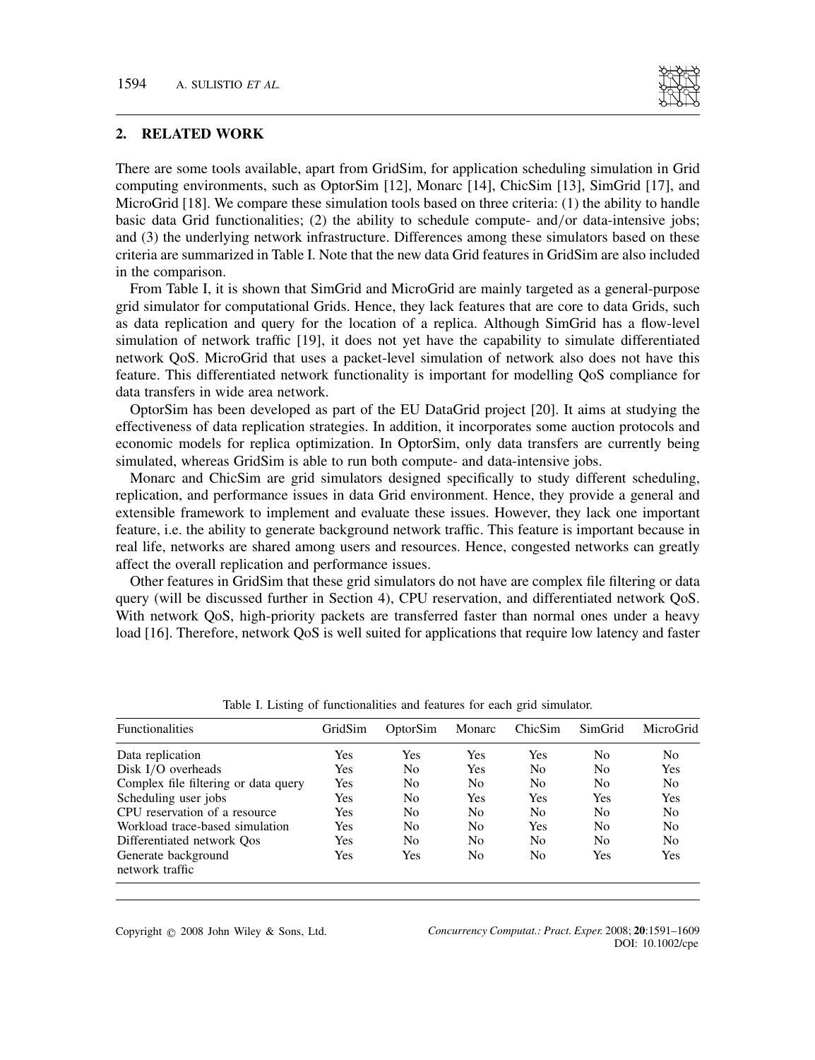## 2. RELATED WORK

There are some tools available, apart from GridSim, for application scheduling simulation in Grid computing environments, such as OptorSim [12], Monarc [14], ChicSim [13], SimGrid [17], and MicroGrid [18]. We compare these simulation tools based on three criteria: (1) the ability to handle basic data Grid functionalities; (2) the ability to schedule compute- and/or data-intensive jobs; and (3) the underlying network infrastructure. Differences among these simulators based on these criteria are summarized in Table I. Note that the new data Grid features in GridSim are also included in the comparison.

From Table I, it is shown that SimGrid and MicroGrid are mainly targeted as a general-purpose grid simulator for computational Grids. Hence, they lack features that are core to data Grids, such as data replication and query for the location of a replica. Although SimGrid has a flow-level simulation of network traffic [19], it does not yet have the capability to simulate differentiated network QoS. MicroGrid that uses a packet-level simulation of network also does not have this feature. This differentiated network functionality is important for modelling QoS compliance for data transfers in wide area network.

OptorSim has been developed as part of the EU DataGrid project [20]. It aims at studying the effectiveness of data replication strategies. In addition, it incorporates some auction protocols and economic models for replica optimization. In OptorSim, only data transfers are currently being simulated, whereas GridSim is able to run both compute- and data-intensive jobs.

Monarc and ChicSim are grid simulators designed specifically to study different scheduling, replication, and performance issues in data Grid environment. Hence, they provide a general and extensible framework to implement and evaluate these issues. However, they lack one important feature, i.e. the ability to generate background network traffic. This feature is important because in real life, networks are shared among users and resources. Hence, congested networks can greatly affect the overall replication and performance issues.

Other features in GridSim that these grid simulators do not have are complex file filtering or data query (will be discussed further in Section 4), CPU reservation, and differentiated network QoS. With network QoS, high-priority packets are transferred faster than normal ones under a heavy load [16]. Therefore, network QoS is well suited for applications that require low latency and faster

Table I. Listing of functionalities and features for each grid simulator.

| Functionalities | GridSim | OptorSim | Monarc | ChicSim | SimGrid | MicroGrid |
|---|---|---|---|---|---|---|
| Data replication | Yes | Yes | Yes | Yes | No | No |
| Disk I/O overheads | Yes | No | Yes | No | No | Yes |
| Complex file filtering or data query | Yes | No | No | No | No | No |
| Scheduling user jobs | Yes | No | Yes | Yes | Yes | Yes |
| CPU reservation of a resource | Yes | No | No | No | No | No |
| Workload trace-based simulation | Yes | No | No | Yes | No | No |
| Differentiated network Qos | Yes | No | No | No | No | No |
| Generate background network traffic | Yes | Yes | No | No | Yes | Yes |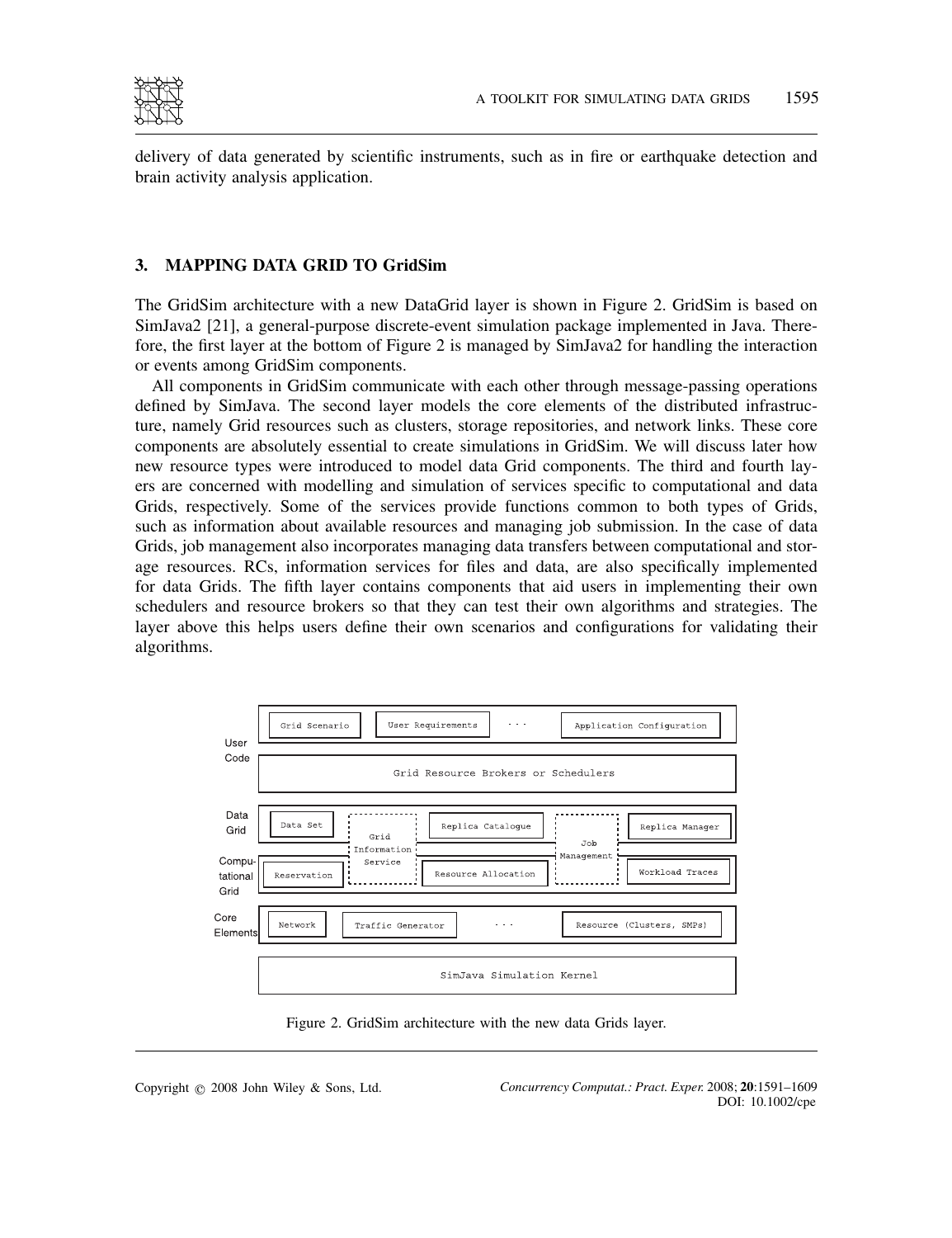delivery of data generated by scientific instruments, such as in fire or earthquake detection and brain activity analysis application.

## 3. MAPPING DATA GRID TO GridSim

The GridSim architecture with a new DataGrid layer is shown in Figure 2. GridSim is based on SimJava2 [21], a general-purpose discrete-event simulation package implemented in Java. Therefore, the first layer at the bottom of Figure 2 is managed by SimJava2 for handling the interaction or events among GridSim components.

All components in GridSim communicate with each other through message-passing operations defined by SimJava. The second layer models the core elements of the distributed infrastructure, namely Grid resources such as clusters, storage repositories, and network links. These core components are absolutely essential to create simulations in GridSim. We will discuss later how new resource types were introduced to model data Grid components. The third and fourth layers are concerned with modelling and simulation of services specific to computational and data Grids, respectively. Some of the services provide functions common to both types of Grids, such as information about available resources and managing job submission. In the case of data Grids, job management also incorporates managing data transfers between computational and storage resources. RCs, information services for files and data, are also specifically implemented for data Grids. The fifth layer contains components that aid users in implementing their own schedulers and resource brokers so that they can test their own algorithms and strategies. The layer above this helps users define their own scenarios and configurations for validating their algorithms.

| Layer | Components |
| --- | --- |
| User Code | Grid Scenario, User Requirements, ..., Application Configuration |
| | Grid Resource Brokers or Schedulers |
| Data Grid | Data Set, Grid Information Service, Replica Catalogue, Job Management, Replica Manager |
| Computational Grid | Reservation, Grid Information Service, Resource Allocation, Job Management, Workload Traces |
| Core Elements | Network, Traffic Generator, ..., Resource (Clusters, SMPs) |
| | SimJava Simulation Kernel |

Figure 2. GridSim architecture with the new data Grids layer.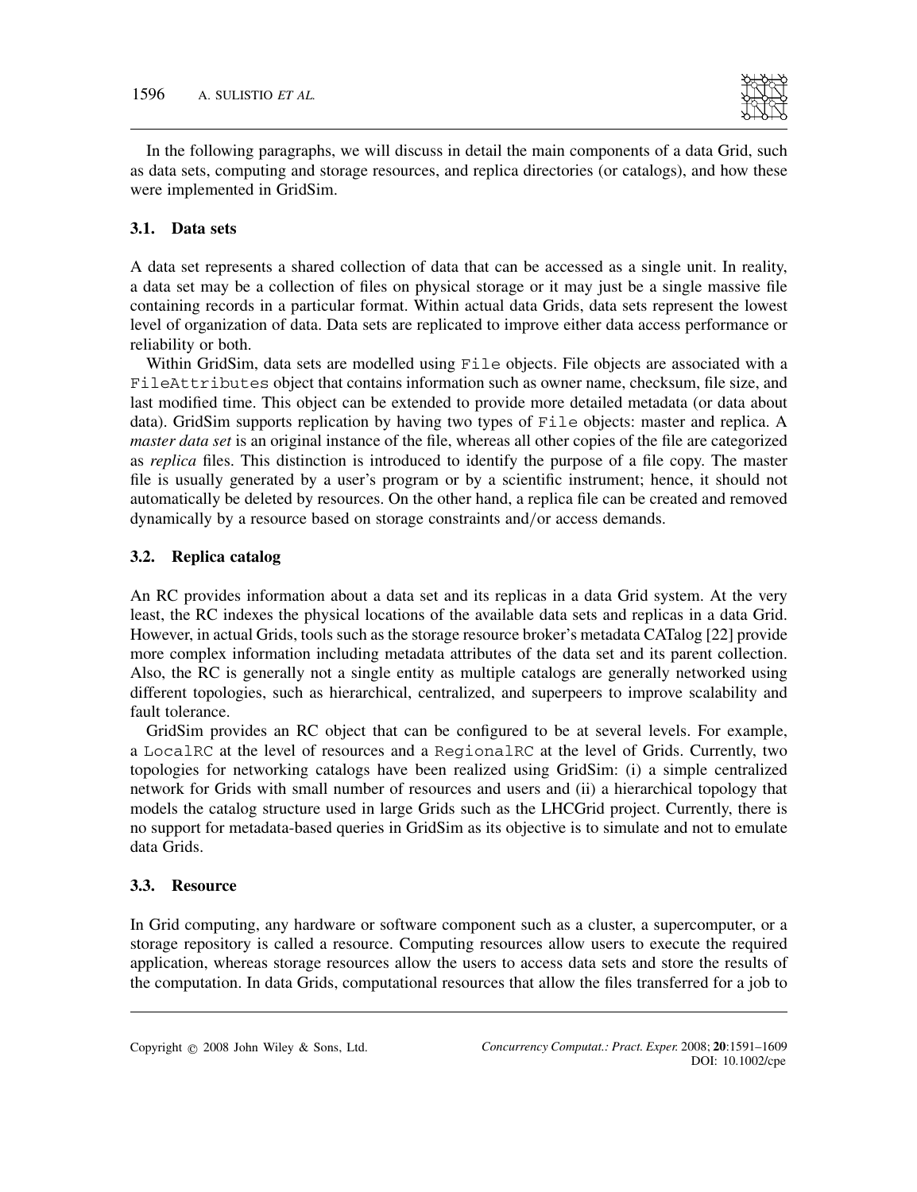In the following paragraphs, we will discuss in detail the main components of a data Grid, such as data sets, computing and storage resources, and replica directories (or catalogs), and how these were implemented in GridSim.

### 3.1. Data sets

A data set represents a shared collection of data that can be accessed as a single unit. In reality, a data set may be a collection of files on physical storage or it may just be a single massive file containing records in a particular format. Within actual data Grids, data sets represent the lowest level of organization of data. Data sets are replicated to improve either data access performance or reliability or both.

Within GridSim, data sets are modelled using `File` objects. File objects are associated with a `FileAttributes` object that contains information such as owner name, checksum, file size, and last modified time. This object can be extended to provide more detailed metadata (or data about data). GridSim supports replication by having two types of `File` objects: master and replica. A *master data set* is an original instance of the file, whereas all other copies of the file are categorized as *replica* files. This distinction is introduced to identify the purpose of a file copy. The master file is usually generated by a user's program or by a scientific instrument; hence, it should not automatically be deleted by resources. On the other hand, a replica file can be created and removed dynamically by a resource based on storage constraints and/or access demands.

### 3.2. Replica catalog

An RC provides information about a data set and its replicas in a data Grid system. At the very least, the RC indexes the physical locations of the available data sets and replicas in a data Grid. However, in actual Grids, tools such as the storage resource broker's metadata CATalog [22] provide more complex information including metadata attributes of the data set and its parent collection. Also, the RC is generally not a single entity as multiple catalogs are generally networked using different topologies, such as hierarchical, centralized, and superpeers to improve scalability and fault tolerance.

GridSim provides an RC object that can be configured to be at several levels. For example, a `LocalRC` at the level of resources and a `RegionalRC` at the level of Grids. Currently, two topologies for networking catalogs have been realized using GridSim: (i) a simple centralized network for Grids with small number of resources and users and (ii) a hierarchical topology that models the catalog structure used in large Grids such as the LHCGrid project. Currently, there is no support for metadata-based queries in GridSim as its objective is to simulate and not to emulate data Grids.

### 3.3. Resource

In Grid computing, any hardware or software component such as a cluster, a supercomputer, or a storage repository is called a resource. Computing resources allow users to execute the required application, whereas storage resources allow the users to access data sets and store the results of the computation. In data Grids, computational resources that allow the files transferred for a job to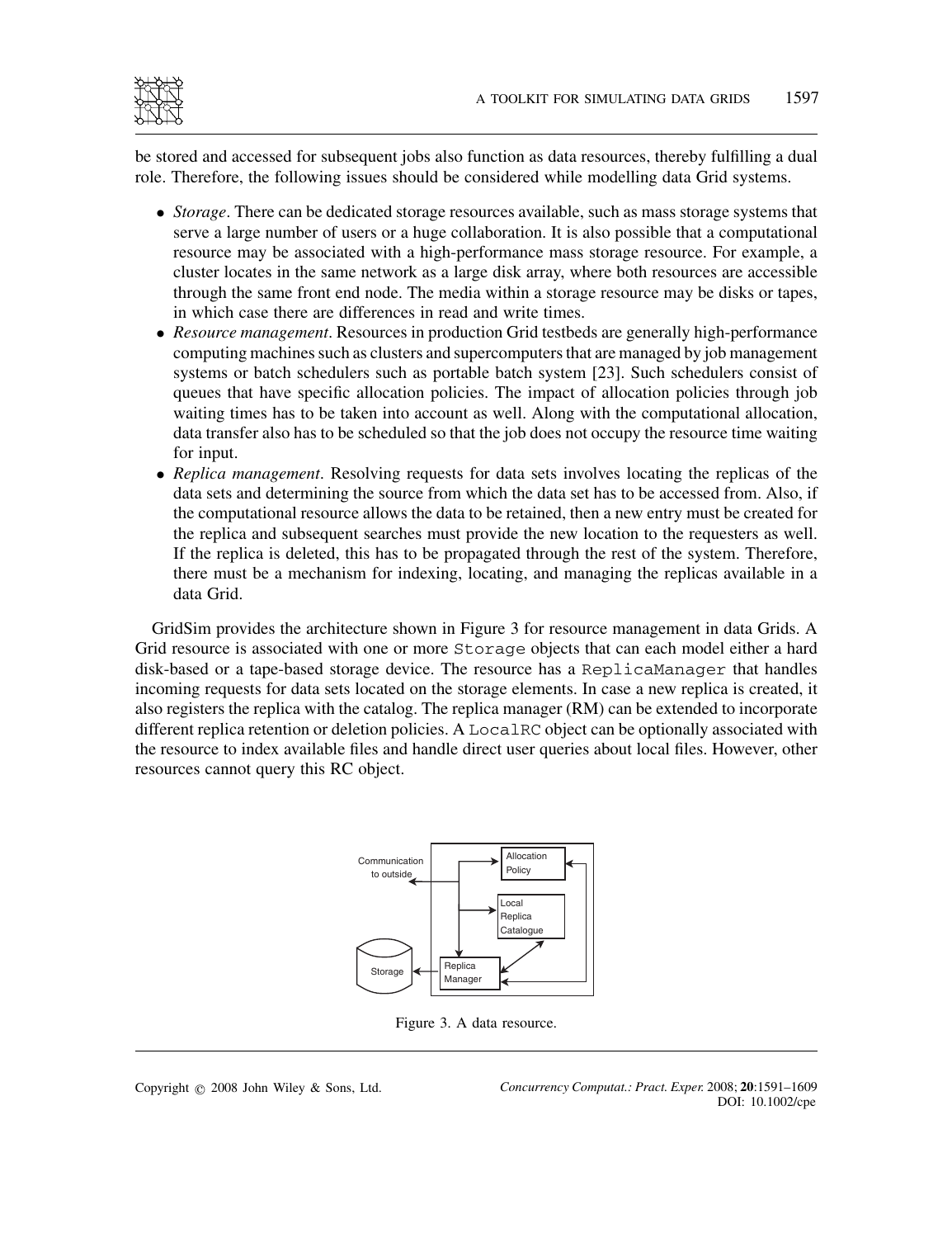be stored and accessed for subsequent jobs also function as data resources, thereby fulfilling a dual role. Therefore, the following issues should be considered while modelling data Grid systems.

- *Storage*. There can be dedicated storage resources available, such as mass storage systems that serve a large number of users or a huge collaboration. It is also possible that a computational resource may be associated with a high-performance mass storage resource. For example, a cluster locates in the same network as a large disk array, where both resources are accessible through the same front end node. The media within a storage resource may be disks or tapes, in which case there are differences in read and write times.
- *Resource management*. Resources in production Grid testbeds are generally high-performance computing machines such as clusters and supercomputers that are managed by job management systems or batch schedulers such as portable batch system [23]. Such schedulers consist of queues that have specific allocation policies. The impact of allocation policies through job waiting times has to be taken into account as well. Along with the computational allocation, data transfer also has to be scheduled so that the job does not occupy the resource time waiting for input.
- *Replica management*. Resolving requests for data sets involves locating the replicas of the data sets and determining the source from which the data set has to be accessed from. Also, if the computational resource allows the data to be retained, then a new entry must be created for the replica and subsequent searches must provide the new location to the requesters as well. If the replica is deleted, this has to be propagated through the rest of the system. Therefore, there must be a mechanism for indexing, locating, and managing the replicas available in a data Grid.

GridSim provides the architecture shown in Figure 3 for resource management in data Grids. A Grid resource is associated with one or more `Storage` objects that can each model either a hard disk-based or a tape-based storage device. The resource has a `ReplicaManager` that handles incoming requests for data sets located on the storage elements. In case a new replica is created, it also registers the replica with the catalog. The replica manager (RM) can be extended to incorporate different replica retention or deletion policies. A `LocalRC` object can be optionally associated with the resource to index available files and handle direct user queries about local files. However, other resources cannot query this RC object.

Figure 3. A data resource.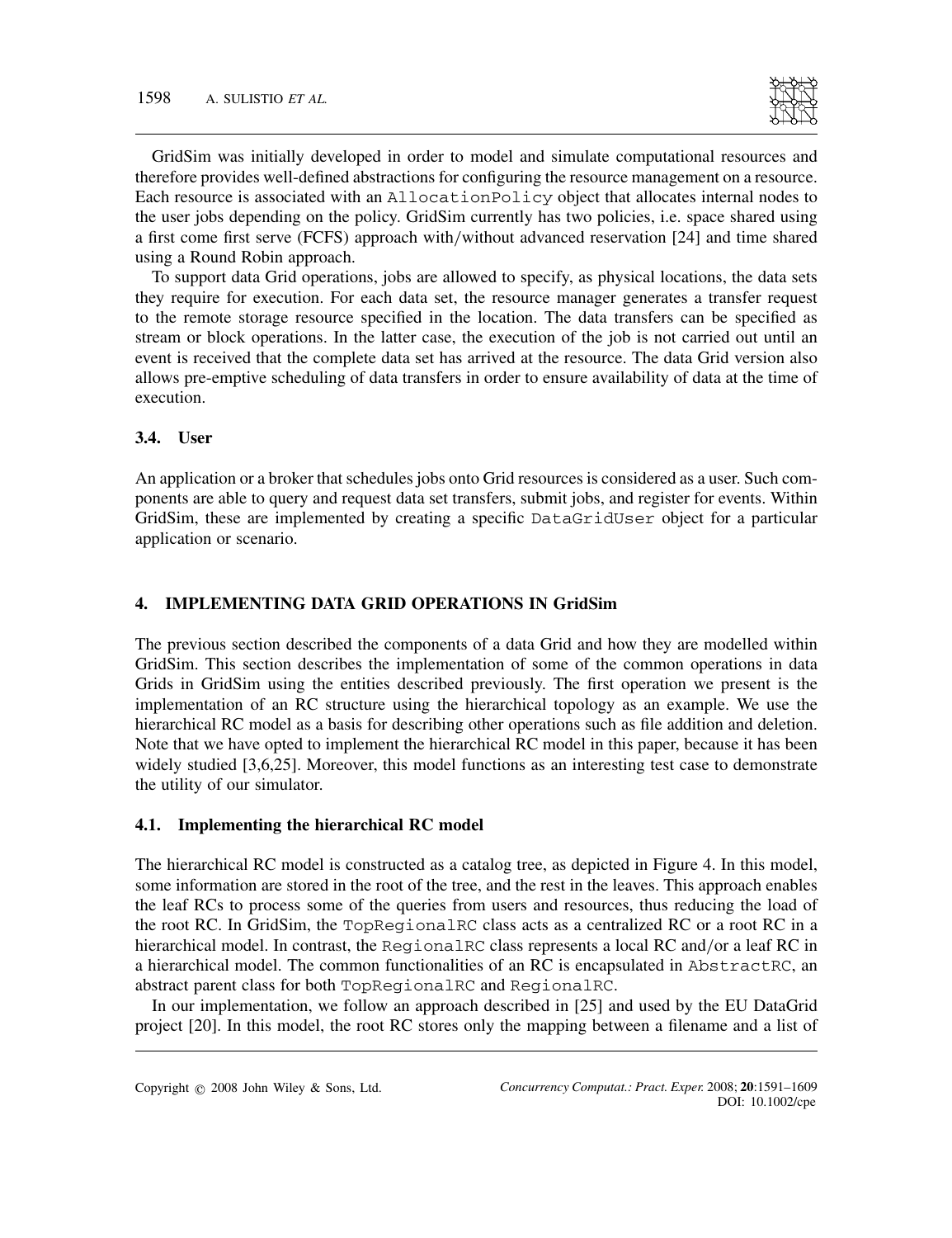GridSim was initially developed in order to model and simulate computational resources and therefore provides well-defined abstractions for configuring the resource management on a resource. Each resource is associated with an `AllocationPolicy` object that allocates internal nodes to the user jobs depending on the policy. GridSim currently has two policies, i.e. space shared using a first come first serve (FCFS) approach with/without advanced reservation [24] and time shared using a Round Robin approach.

To support data Grid operations, jobs are allowed to specify, as physical locations, the data sets they require for execution. For each data set, the resource manager generates a transfer request to the remote storage resource specified in the location. The data transfers can be specified as stream or block operations. In the latter case, the execution of the job is not carried out until an event is received that the complete data set has arrived at the resource. The data Grid version also allows pre-emptive scheduling of data transfers in order to ensure availability of data at the time of execution.

### 3.4. User

An application or a broker that schedules jobs onto Grid resources is considered as a user. Such components are able to query and request data set transfers, submit jobs, and register for events. Within GridSim, these are implemented by creating a specific `DataGridUser` object for a particular application or scenario.

## 4. IMPLEMENTING DATA GRID OPERATIONS IN GridSim

The previous section described the components of a data Grid and how they are modelled within GridSim. This section describes the implementation of some of the common operations in data Grids in GridSim using the entities described previously. The first operation we present is the implementation of an RC structure using the hierarchical topology as an example. We use the hierarchical RC model as a basis for describing other operations such as file addition and deletion. Note that we have opted to implement the hierarchical RC model in this paper, because it has been widely studied [3,6,25]. Moreover, this model functions as an interesting test case to demonstrate the utility of our simulator.

### 4.1. Implementing the hierarchical RC model

The hierarchical RC model is constructed as a catalog tree, as depicted in Figure 4. In this model, some information are stored in the root of the tree, and the rest in the leaves. This approach enables the leaf RCs to process some of the queries from users and resources, thus reducing the load of the root RC. In GridSim, the `TopRegionalRC` class acts as a centralized RC or a root RC in a hierarchical model. In contrast, the `RegionalRC` class represents a local RC and/or a leaf RC in a hierarchical model. The common functionalities of an RC is encapsulated in `AbstractRC`, an abstract parent class for both `TopRegionalRC` and `RegionalRC`.

In our implementation, we follow an approach described in [25] and used by the EU DataGrid project [20]. In this model, the root RC stores only the mapping between a filename and a list of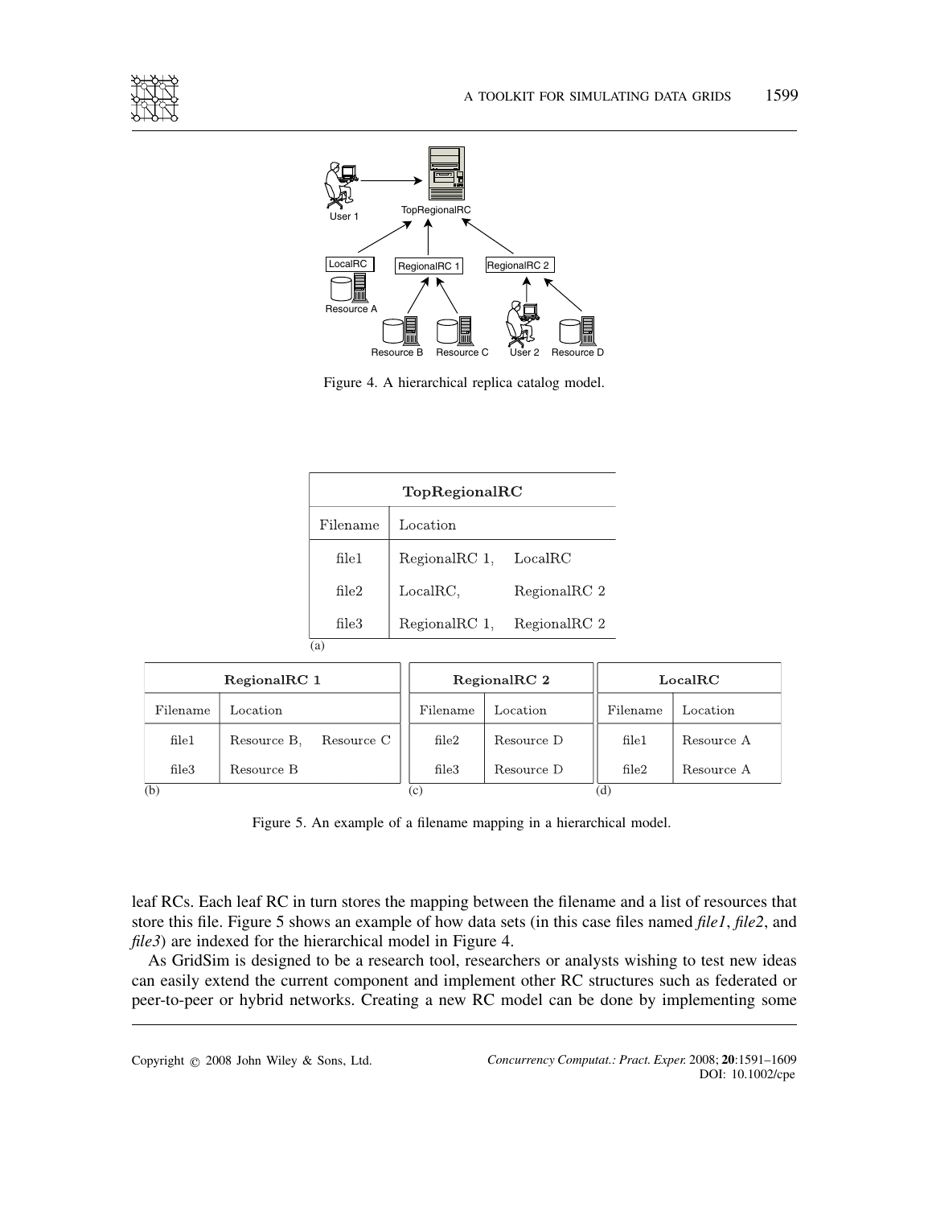Figure 4. A hierarchical replica catalog model.

**TopRegionalRC**

| Filename | Location |
|---|---|
| file1 | RegionalRC 1, LocalRC |
| file2 | LocalRC, RegionalRC 2 |
| file3 | RegionalRC 1, RegionalRC 2 |

(a)

**RegionalRC 1**

| Filename | Location |
|---|---|
| file1 | Resource B, Resource C |
| file3 | Resource B |

(b)

**RegionalRC 2**

| Filename | Location |
|---|---|
| file2 | Resource D |
| file3 | Resource D |

(c)

**LocalRC**

| Filename | Location |
|---|---|
| file1 | Resource A |
| file2 | Resource A |

(d)

Figure 5. An example of a filename mapping in a hierarchical model.

leaf RCs. Each leaf RC in turn stores the mapping between the filename and a list of resources that store this file. Figure 5 shows an example of how data sets (in this case files named *file1*, *file2*, and *file3*) are indexed for the hierarchical model in Figure 4.

As GridSim is designed to be a research tool, researchers or analysts wishing to test new ideas can easily extend the current component and implement other RC structures such as federated or peer-to-peer or hybrid networks. Creating a new RC model can be done by implementing some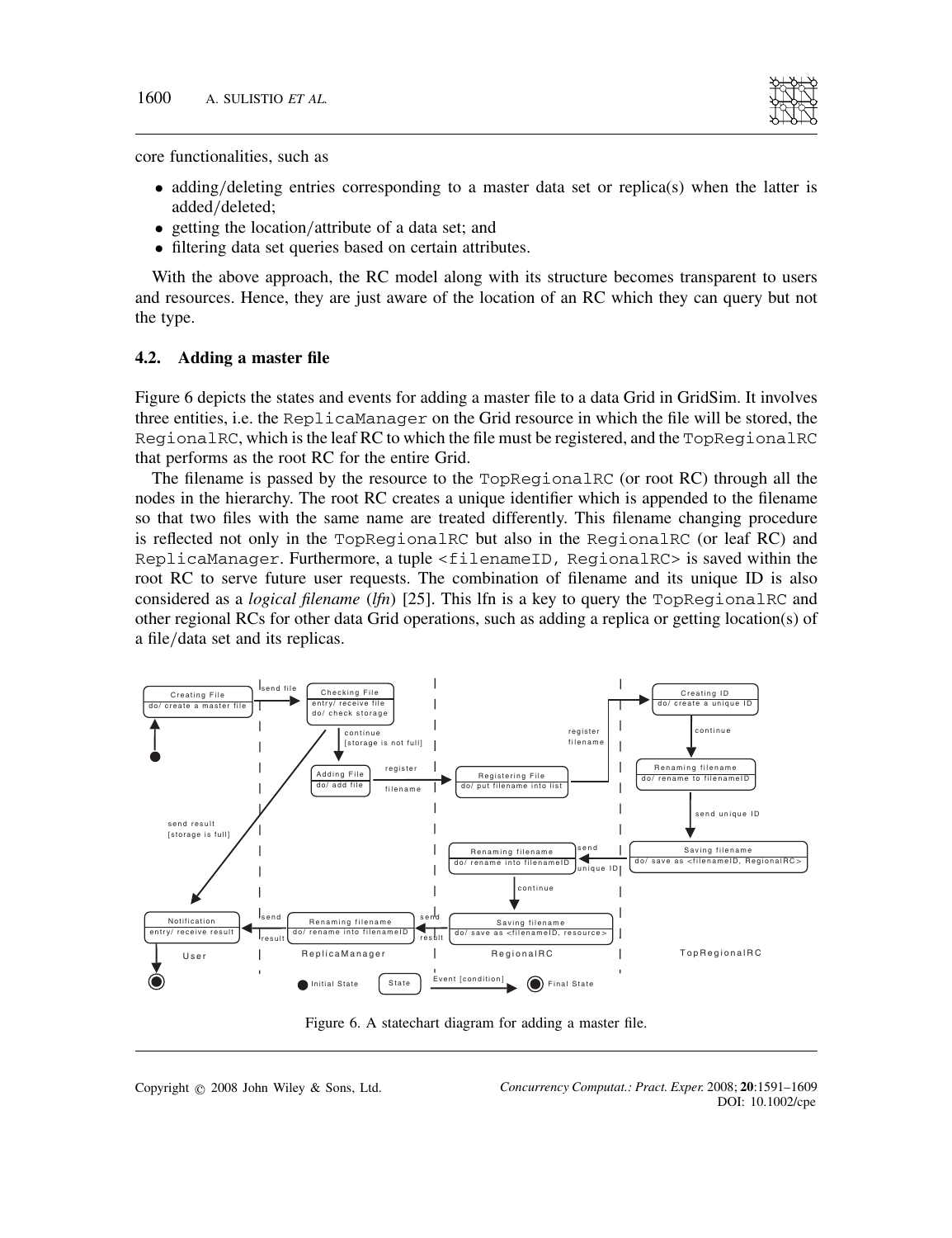core functionalities, such as

- adding/deleting entries corresponding to a master data set or replica(s) when the latter is added/deleted;
- getting the location/attribute of a data set; and
- filtering data set queries based on certain attributes.

With the above approach, the RC model along with its structure becomes transparent to users and resources. Hence, they are just aware of the location of an RC which they can query but not the type.

### 4.2. Adding a master file

Figure 6 depicts the states and events for adding a master file to a data Grid in GridSim. It involves three entities, i.e. the `ReplicaManager` on the Grid resource in which the file will be stored, the `RegionalRC`, which is the leaf RC to which the file must be registered, and the `TopRegionalRC` that performs as the root RC for the entire Grid.

The filename is passed by the resource to the `TopRegionalRC` (or root RC) through all the nodes in the hierarchy. The root RC creates a unique identifier which is appended to the filename so that two files with the same name are treated differently. This filename changing procedure is reflected not only in the `TopRegionalRC` but also in the `RegionalRC` (or leaf RC) and `ReplicaManager`. Furthermore, a tuple `<filenameID, RegionalRC>` is saved within the root RC to serve future user requests. The combination of filename and its unique ID is also considered as a *logical filename* (*lfn*) [25]. This lfn is a key to query the `TopRegionalRC` and other regional RCs for other data Grid operations, such as adding a replica or getting location(s) of a file/data set and its replicas.

Figure 6. A statechart diagram for adding a master file.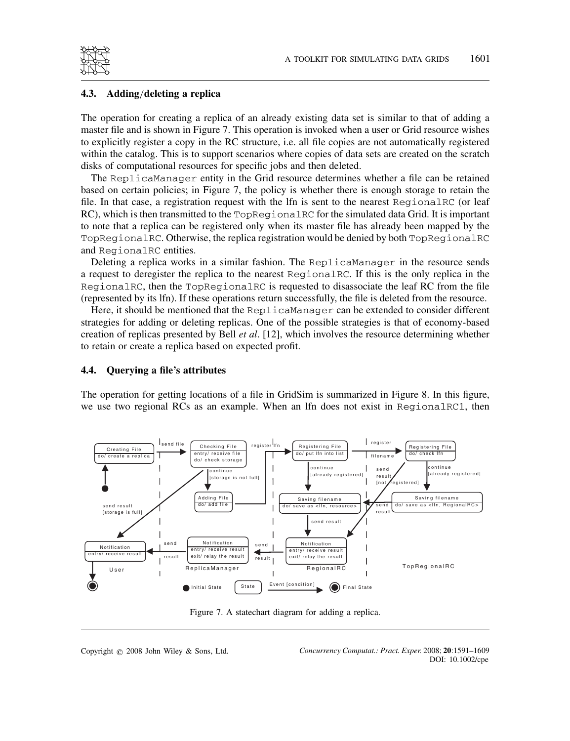### 4.3. Adding/deleting a replica

The operation for creating a replica of an already existing data set is similar to that of adding a master file and is shown in Figure 7. This operation is invoked when a user or Grid resource wishes to explicitly register a copy in the RC structure, i.e. all file copies are not automatically registered within the catalog. This is to support scenarios where copies of data sets are created on the scratch disks of computational resources for specific jobs and then deleted.

The `ReplicaManager` entity in the Grid resource determines whether a file can be retained based on certain policies; in Figure 7, the policy is whether there is enough storage to retain the file. In that case, a registration request with the lfn is sent to the nearest `RegionalRC` (or leaf RC), which is then transmitted to the `TopRegionalRC` for the simulated data Grid. It is important to note that a replica can be registered only when its master file has already been mapped by the `TopRegionalRC`. Otherwise, the replica registration would be denied by both `TopRegionalRC` and `RegionalRC` entities.

Deleting a replica works in a similar fashion. The `ReplicaManager` in the resource sends a request to deregister the replica to the nearest `RegionalRC`. If this is the only replica in the `RegionalRC`, then the `TopRegionalRC` is requested to disassociate the leaf RC from the file (represented by its lfn). If these operations return successfully, the file is deleted from the resource.

Here, it should be mentioned that the `ReplicaManager` can be extended to consider different strategies for adding or deleting replicas. One of the possible strategies is that of economy-based creation of replicas presented by Bell *et al*. [12], which involves the resource determining whether to retain or create a replica based on expected profit.

### 4.4. Querying a file's attributes

The operation for getting locations of a file in GridSim is summarized in Figure 8. In this figure, we use two regional RCs as an example. When an lfn does not exist in `RegionalRC1`, then

Figure 7. A statechart diagram for adding a replica.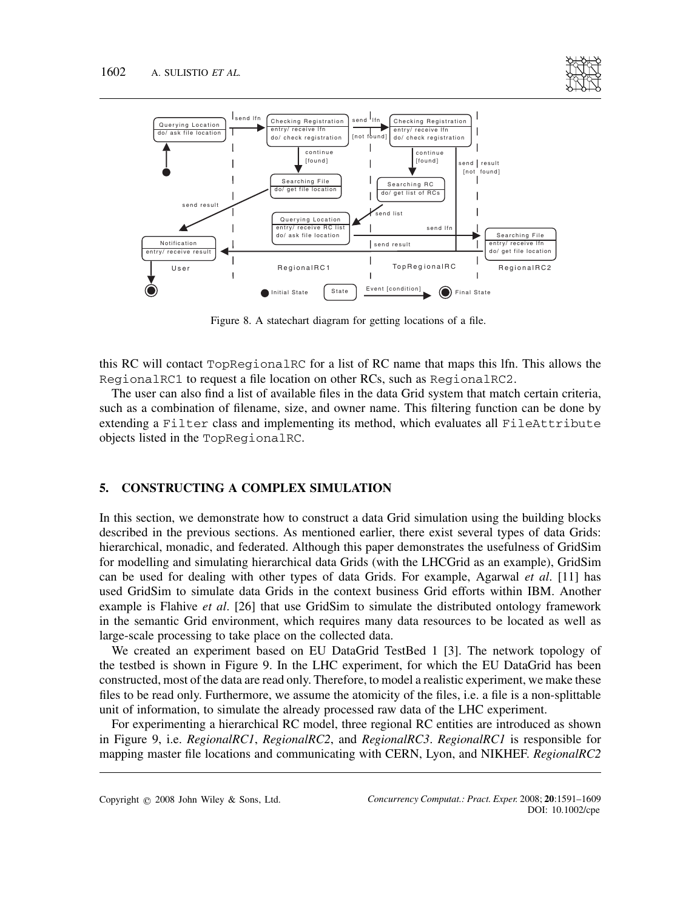Figure 8. A statechart diagram for getting locations of a file.

this RC will contact TopRegionalRC for a list of RC name that maps this lfn. This allows the RegionalRC1 to request a file location on other RCs, such as RegionalRC2.

The user can also find a list of available files in the data Grid system that match certain criteria, such as a combination of filename, size, and owner name. This filtering function can be done by extending a Filter class and implementing its method, which evaluates all FileAttribute objects listed in the TopRegionalRC.

## 5. CONSTRUCTING A COMPLEX SIMULATION

In this section, we demonstrate how to construct a data Grid simulation using the building blocks described in the previous sections. As mentioned earlier, there exist several types of data Grids: hierarchical, monadic, and federated. Although this paper demonstrates the usefulness of GridSim for modelling and simulating hierarchical data Grids (with the LHCGrid as an example), GridSim can be used for dealing with other types of data Grids. For example, Agarwal *et al*. [11] has used GridSim to simulate data Grids in the context business Grid efforts within IBM. Another example is Flahive *et al*. [26] that use GridSim to simulate the distributed ontology framework in the semantic Grid environment, which requires many data resources to be located as well as large-scale processing to take place on the collected data.

We created an experiment based on EU DataGrid TestBed 1 [3]. The network topology of the testbed is shown in Figure 9. In the LHC experiment, for which the EU DataGrid has been constructed, most of the data are read only. Therefore, to model a realistic experiment, we make these files to be read only. Furthermore, we assume the atomicity of the files, i.e. a file is a non-splittable unit of information, to simulate the already processed raw data of the LHC experiment.

For experimenting a hierarchical RC model, three regional RC entities are introduced as shown in Figure 9, i.e. *RegionalRC1*, *RegionalRC2*, and *RegionalRC3*. *RegionalRC1* is responsible for mapping master file locations and communicating with CERN, Lyon, and NIKHEF. *RegionalRC2*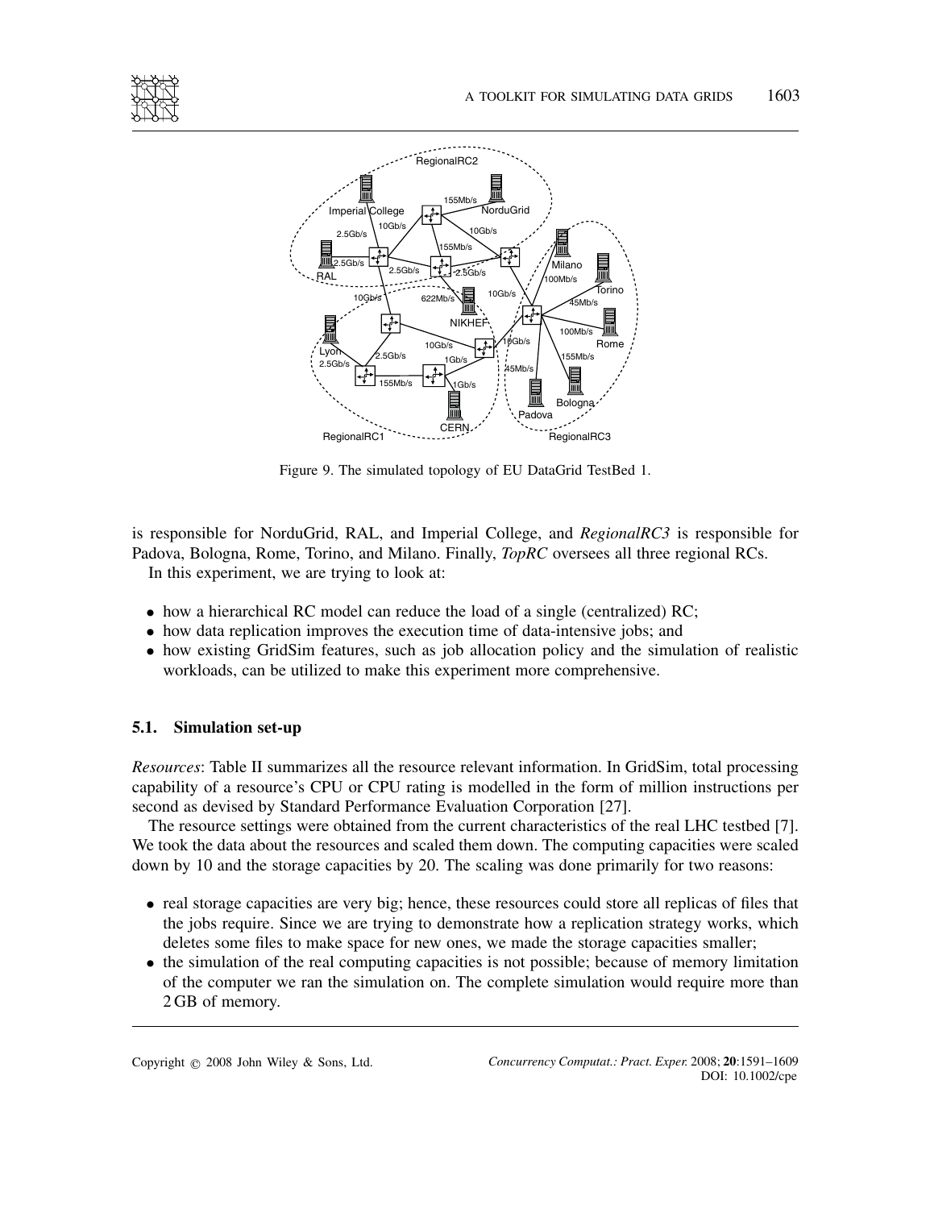Figure 9. The simulated topology of EU DataGrid TestBed 1.

is responsible for NorduGrid, RAL, and Imperial College, and *RegionalRC3* is responsible for Padova, Bologna, Rome, Torino, and Milano. Finally, *TopRC* oversees all three regional RCs.

In this experiment, we are trying to look at:

- how a hierarchical RC model can reduce the load of a single (centralized) RC;
- how data replication improves the execution time of data-intensive jobs; and
- how existing GridSim features, such as job allocation policy and the simulation of realistic workloads, can be utilized to make this experiment more comprehensive.

### 5.1. Simulation set-up

*Resources*: Table II summarizes all the resource relevant information. In GridSim, total processing capability of a resource's CPU or CPU rating is modelled in the form of million instructions per second as devised by Standard Performance Evaluation Corporation [27].

The resource settings were obtained from the current characteristics of the real LHC testbed [7]. We took the data about the resources and scaled them down. The computing capacities were scaled down by 10 and the storage capacities by 20. The scaling was done primarily for two reasons:

- real storage capacities are very big; hence, these resources could store all replicas of files that the jobs require. Since we are trying to demonstrate how a replication strategy works, which deletes some files to make space for new ones, we made the storage capacities smaller;
- the simulation of the real computing capacities is not possible; because of memory limitation of the computer we ran the simulation on. The complete simulation would require more than 2 GB of memory.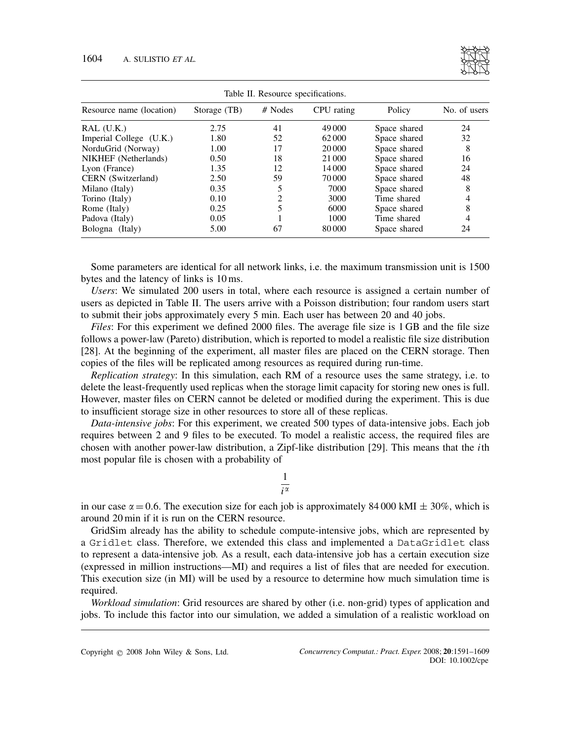Table II. Resource specifications.

| Resource name (location) | Storage (TB) | # Nodes | CPU rating | Policy | No. of users |
|---|---|---|---|---|---|
| RAL (U.K.) | 2.75 | 41 | 49 000 | Space shared | 24 |
| Imperial College (U.K.) | 1.80 | 52 | 62 000 | Space shared | 32 |
| NorduGrid (Norway) | 1.00 | 17 | 20 000 | Space shared | 8 |
| NIKHEF (Netherlands) | 0.50 | 18 | 21 000 | Space shared | 16 |
| Lyon (France) | 1.35 | 12 | 14 000 | Space shared | 24 |
| CERN (Switzerland) | 2.50 | 59 | 70 000 | Space shared | 48 |
| Milano (Italy) | 0.35 | 5 | 7000 | Space shared | 8 |
| Torino (Italy) | 0.10 | 2 | 3000 | Time shared | 4 |
| Rome (Italy) | 0.25 | 5 | 6000 | Space shared | 8 |
| Padova (Italy) | 0.05 | 1 | 1000 | Time shared | 4 |
| Bologna (Italy) | 5.00 | 67 | 80 000 | Space shared | 24 |

Some parameters are identical for all network links, i.e. the maximum transmission unit is 1500 bytes and the latency of links is 10 ms.

*Users*: We simulated 200 users in total, where each resource is assigned a certain number of users as depicted in Table II. The users arrive with a Poisson distribution; four random users start to submit their jobs approximately every 5 min. Each user has between 20 and 40 jobs.

*Files*: For this experiment we defined 2000 files. The average file size is 1 GB and the file size follows a power-law (Pareto) distribution, which is reported to model a realistic file size distribution [28]. At the beginning of the experiment, all master files are placed on the CERN storage. Then copies of the files will be replicated among resources as required during run-time.

*Replication strategy*: In this simulation, each RM of a resource uses the same strategy, i.e. to delete the least-frequently used replicas when the storage limit capacity for storing new ones is full. However, master files on CERN cannot be deleted or modified during the experiment. This is due to insufficient storage size in other resources to store all of these replicas.

*Data-intensive jobs*: For this experiment, we created 500 types of data-intensive jobs. Each job requires between 2 and 9 files to be executed. To model a realistic access, the required files are chosen with another power-law distribution, a Zipf-like distribution [29]. This means that the $i$th most popular file is chosen with a probability of

$$\frac{1}{i^{\alpha}}$$

in our case $\alpha = 0.6$. The execution size for each job is approximately 84 000 kMI $\pm$ 30%, which is around 20 min if it is run on the CERN resource.

GridSim already has the ability to schedule compute-intensive jobs, which are represented by a `Gridlet` class. Therefore, we extended this class and implemented a `DataGridlet` class to represent a data-intensive job. As a result, each data-intensive job has a certain execution size (expressed in million instructions—MI) and requires a list of files that are needed for execution. This execution size (in MI) will be used by a resource to determine how much simulation time is required.

*Workload simulation*: Grid resources are shared by other (i.e. non-grid) types of application and jobs. To include this factor into our simulation, we added a simulation of a realistic workload on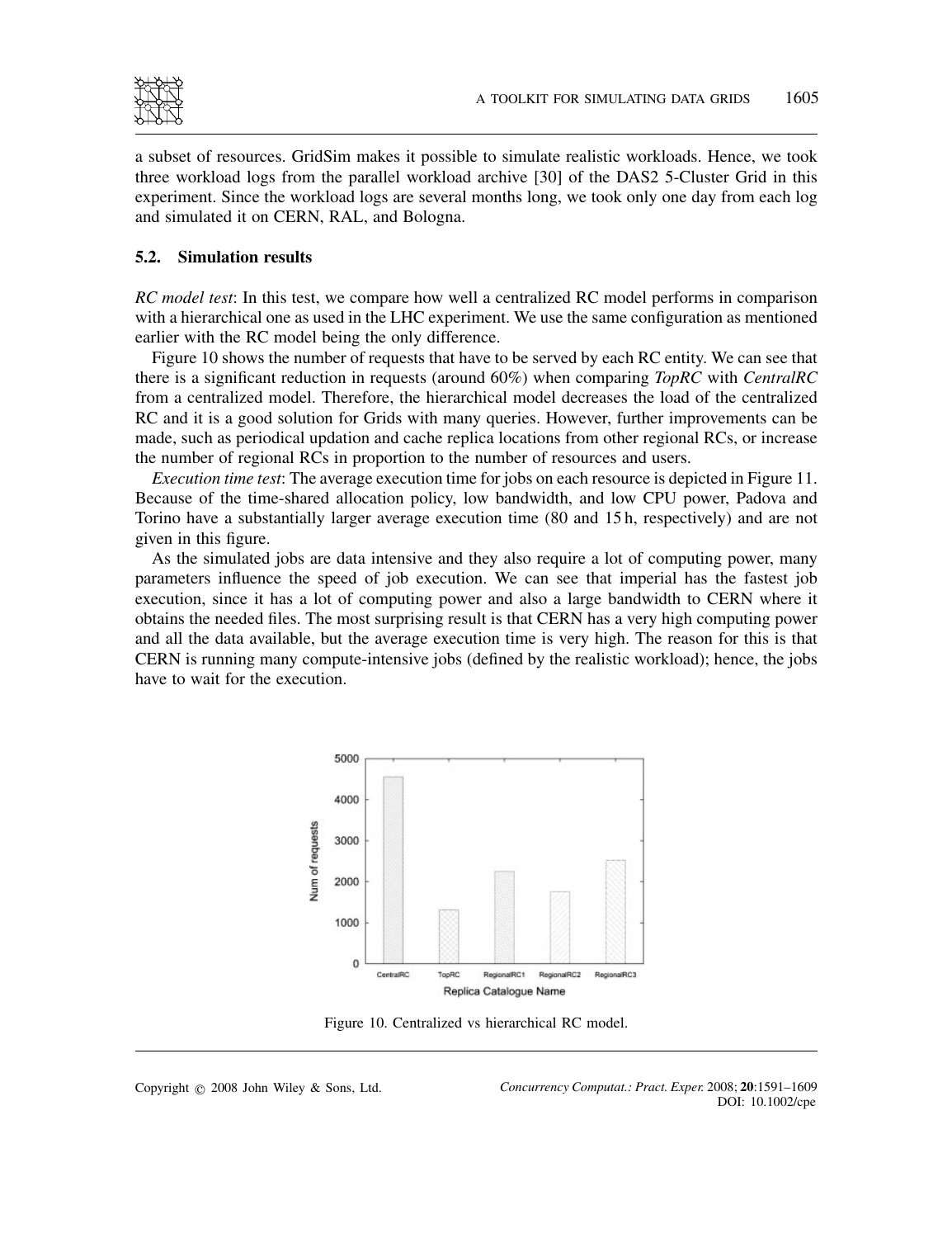a subset of resources. GridSim makes it possible to simulate realistic workloads. Hence, we took three workload logs from the parallel workload archive [30] of the DAS2 5-Cluster Grid in this experiment. Since the workload logs are several months long, we took only one day from each log and simulated it on CERN, RAL, and Bologna.

### 5.2. Simulation results

*RC model test*: In this test, we compare how well a centralized RC model performs in comparison with a hierarchical one as used in the LHC experiment. We use the same configuration as mentioned earlier with the RC model being the only difference.

Figure 10 shows the number of requests that have to be served by each RC entity. We can see that there is a significant reduction in requests (around 60%) when comparing *TopRC* with *CentralRC* from a centralized model. Therefore, the hierarchical model decreases the load of the centralized RC and it is a good solution for Grids with many queries. However, further improvements can be made, such as periodical updation and cache replica locations from other regional RCs, or increase the number of regional RCs in proportion to the number of resources and users.

*Execution time test*: The average execution time for jobs on each resource is depicted in Figure 11. Because of the time-shared allocation policy, low bandwidth, and low CPU power, Padova and Torino have a substantially larger average execution time (80 and 15 h, respectively) and are not given in this figure.

As the simulated jobs are data intensive and they also require a lot of computing power, many parameters influence the speed of job execution. We can see that imperial has the fastest job execution, since it has a lot of computing power and also a large bandwidth to CERN where it obtains the needed files. The most surprising result is that CERN has a very high computing power and all the data available, but the average execution time is very high. The reason for this is that CERN is running many compute-intensive jobs (defined by the realistic workload); hence, the jobs have to wait for the execution.

Figure 10. Centralized vs hierarchical RC model.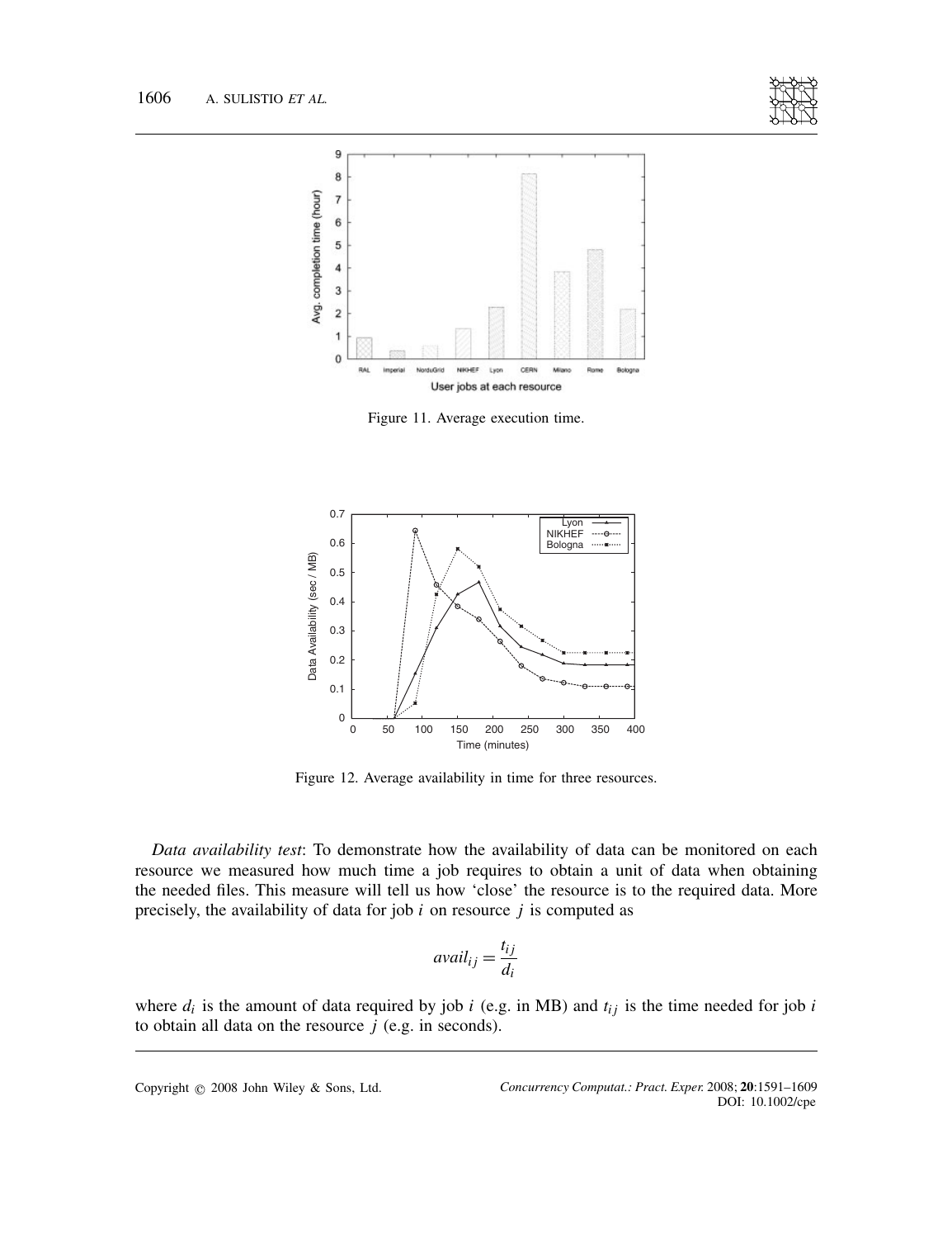Figure 11. Average execution time.

Figure 12. Average availability in time for three resources.

*Data availability test*: To demonstrate how the availability of data can be monitored on each resource we measured how much time a job requires to obtain a unit of data when obtaining the needed files. This measure will tell us how 'close' the resource is to the required data. More precisely, the availability of data for job $i$ on resource $j$ is computed as

$$avail_{ij} = \frac{t_{ij}}{d_i}$$

where $d_i$ is the amount of data required by job $i$ (e.g. in MB) and $t_{ij}$ is the time needed for job $i$ to obtain all data on the resource $j$ (e.g. in seconds).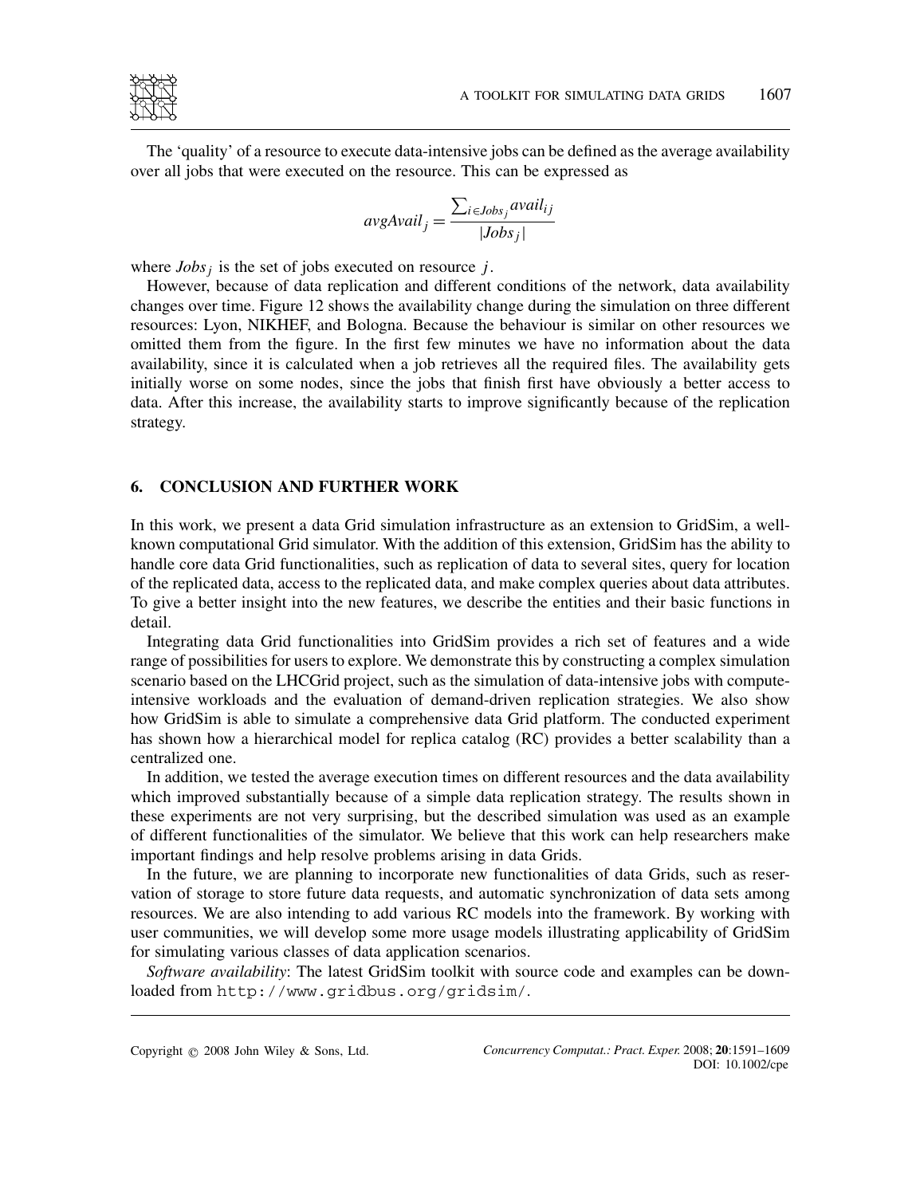The 'quality' of a resource to execute data-intensive jobs can be defined as the average availability over all jobs that were executed on the resource. This can be expressed as

$$avgAvail_j = \frac{\sum_{i \in Jobs_j} avail_{ij}}{|Jobs_j|}$$

where $Jobs_j$ is the set of jobs executed on resource $j$.

However, because of data replication and different conditions of the network, data availability changes over time. Figure 12 shows the availability change during the simulation on three different resources: Lyon, NIKHEF, and Bologna. Because the behaviour is similar on other resources we omitted them from the figure. In the first few minutes we have no information about the data availability, since it is calculated when a job retrieves all the required files. The availability gets initially worse on some nodes, since the jobs that finish first have obviously a better access to data. After this increase, the availability starts to improve significantly because of the replication strategy.

## 6. CONCLUSION AND FURTHER WORK

In this work, we present a data Grid simulation infrastructure as an extension to GridSim, a well-known computational Grid simulator. With the addition of this extension, GridSim has the ability to handle core data Grid functionalities, such as replication of data to several sites, query for location of the replicated data, access to the replicated data, and make complex queries about data attributes. To give a better insight into the new features, we describe the entities and their basic functions in detail.

Integrating data Grid functionalities into GridSim provides a rich set of features and a wide range of possibilities for users to explore. We demonstrate this by constructing a complex simulation scenario based on the LHCGrid project, such as the simulation of data-intensive jobs with compute-intensive workloads and the evaluation of demand-driven replication strategies. We also show how GridSim is able to simulate a comprehensive data Grid platform. The conducted experiment has shown how a hierarchical model for replica catalog (RC) provides a better scalability than a centralized one.

In addition, we tested the average execution times on different resources and the data availability which improved substantially because of a simple data replication strategy. The results shown in these experiments are not very surprising, but the described simulation was used as an example of different functionalities of the simulator. We believe that this work can help researchers make important findings and help resolve problems arising in data Grids.

In the future, we are planning to incorporate new functionalities of data Grids, such as reservation of storage to store future data requests, and automatic synchronization of data sets among resources. We are also intending to add various RC models into the framework. By working with user communities, we will develop some more usage models illustrating applicability of GridSim for simulating various classes of data application scenarios.

*Software availability*: The latest GridSim toolkit with source code and examples can be downloaded from `http://www.gridbus.org/gridsim/`.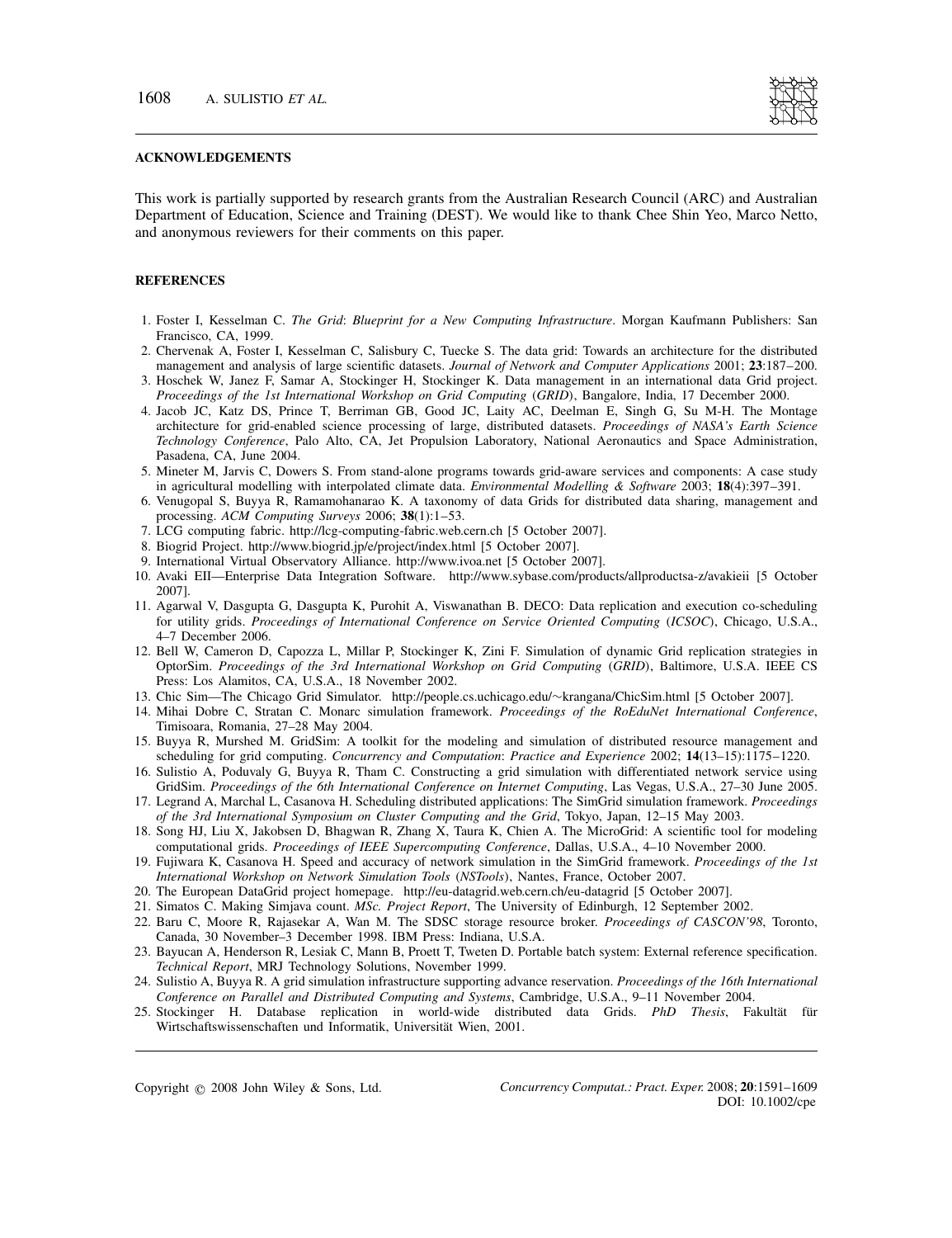## ACKNOWLEDGEMENTS

This work is partially supported by research grants from the Australian Research Council (ARC) and Australian Department of Education, Science and Training (DEST). We would like to thank Chee Shin Yeo, Marco Netto, and anonymous reviewers for their comments on this paper.

## REFERENCES

1. Foster I, Kesselman C. *The Grid: Blueprint for a New Computing Infrastructure*. Morgan Kaufmann Publishers: San Francisco, CA, 1999.
2. Chervenak A, Foster I, Kesselman C, Salisbury C, Tuecke S. The data grid: Towards an architecture for the distributed management and analysis of large scientific datasets. *Journal of Network and Computer Applications* 2001; **23**:187–200.
3. Hoschek W, Janez F, Samar A, Stockinger H, Stockinger K. Data management in an international data Grid project. *Proceedings of the 1st International Workshop on Grid Computing* (*GRID*), Bangalore, India, 17 December 2000.
4. Jacob JC, Katz DS, Prince T, Berriman GB, Good JC, Laity AC, Deelman E, Singh G, Su M-H. The Montage architecture for grid-enabled science processing of large, distributed datasets. *Proceedings of NASA's Earth Science Technology Conference*, Palo Alto, CA, Jet Propulsion Laboratory, National Aeronautics and Space Administration, Pasadena, CA, June 2004.
5. Mineter M, Jarvis C, Dowers S. From stand-alone programs towards grid-aware services and components: A case study in agricultural modelling with interpolated climate data. *Environmental Modelling & Software* 2003; **18**(4):397–391.
6. Venugopal S, Buyya R, Ramamohanarao K. A taxonomy of data Grids for distributed data sharing, management and processing. *ACM Computing Surveys* 2006; **38**(1):1–53.
7. LCG computing fabric. http://lcg-computing-fabric.web.cern.ch [5 October 2007].
8. Biogrid Project. http://www.biogrid.jp/e/project/index.html [5 October 2007].
9. International Virtual Observatory Alliance. http://www.ivoa.net [5 October 2007].
10. Avaki EII—Enterprise Data Integration Software. http://www.sybase.com/products/allproductsa-z/avakieii [5 October 2007].
11. Agarwal V, Dasgupta G, Dasgupta K, Purohit A, Viswanathan B. DECO: Data replication and execution co-scheduling for utility grids. *Proceedings of International Conference on Service Oriented Computing* (*ICSOC*), Chicago, U.S.A., 4–7 December 2006.
12. Bell W, Cameron D, Capozza L, Millar P, Stockinger K, Zini F. Simulation of dynamic Grid replication strategies in OptorSim. *Proceedings of the 3rd International Workshop on Grid Computing* (*GRID*), Baltimore, U.S.A. IEEE CS Press: Los Alamitos, CA, U.S.A., 18 November 2002.
13. Chic Sim—The Chicago Grid Simulator. http://people.cs.uchicago.edu/~krangana/ChicSim.html [5 October 2007].
14. Mihai Dobre C, Stratan C. Monarc simulation framework. *Proceedings of the RoEduNet International Conference*, Timisoara, Romania, 27–28 May 2004.
15. Buyya R, Murshed M. GridSim: A toolkit for the modeling and simulation of distributed resource management and scheduling for grid computing. *Concurrency and Computation*: *Practice and Experience* 2002; **14**(13–15):1175–1220.
16. Sulistio A, Poduvaly G, Buyya R, Tham C. Constructing a grid simulation with differentiated network service using GridSim. *Proceedings of the 6th International Conference on Internet Computing*, Las Vegas, U.S.A., 27–30 June 2005.
17. Legrand A, Marchal L, Casanova H. Scheduling distributed applications: The SimGrid simulation framework. *Proceedings of the 3rd International Symposium on Cluster Computing and the Grid*, Tokyo, Japan, 12–15 May 2003.
18. Song HJ, Liu X, Jakobsen D, Bhagwan R, Zhang X, Taura K, Chien A. The MicroGrid: A scientific tool for modeling computational grids. *Proceedings of IEEE Supercomputing Conference*, Dallas, U.S.A., 4–10 November 2000.
19. Fujiwara K, Casanova H. Speed and accuracy of network simulation in the SimGrid framework. *Proceedings of the 1st International Workshop on Network Simulation Tools* (*NSTools*), Nantes, France, October 2007.
20. The European DataGrid project homepage. http://eu-datagrid.web.cern.ch/eu-datagrid [5 October 2007].
21. Simatos C. Making Simjava count. *MSc. Project Report*, The University of Edinburgh, 12 September 2002.
22. Baru C, Moore R, Rajasekar A, Wan M. The SDSC storage resource broker. *Proceedings of CASCON'98*, Toronto, Canada, 30 November–3 December 1998. IBM Press: Indiana, U.S.A.
23. Bayucan A, Henderson R, Lesiak C, Mann B, Proett T, Tweten D. Portable batch system: External reference specification. *Technical Report*, MRJ Technology Solutions, November 1999.
24. Sulistio A, Buyya R. A grid simulation infrastructure supporting advance reservation. *Proceedings of the 16th International Conference on Parallel and Distributed Computing and Systems*, Cambridge, U.S.A., 9–11 November 2004.
25. Stockinger H. Database replication in world-wide distributed data Grids. *PhD Thesis*, Fakultät für Wirtschaftswissenschaften und Informatik, Universität Wien, 2001.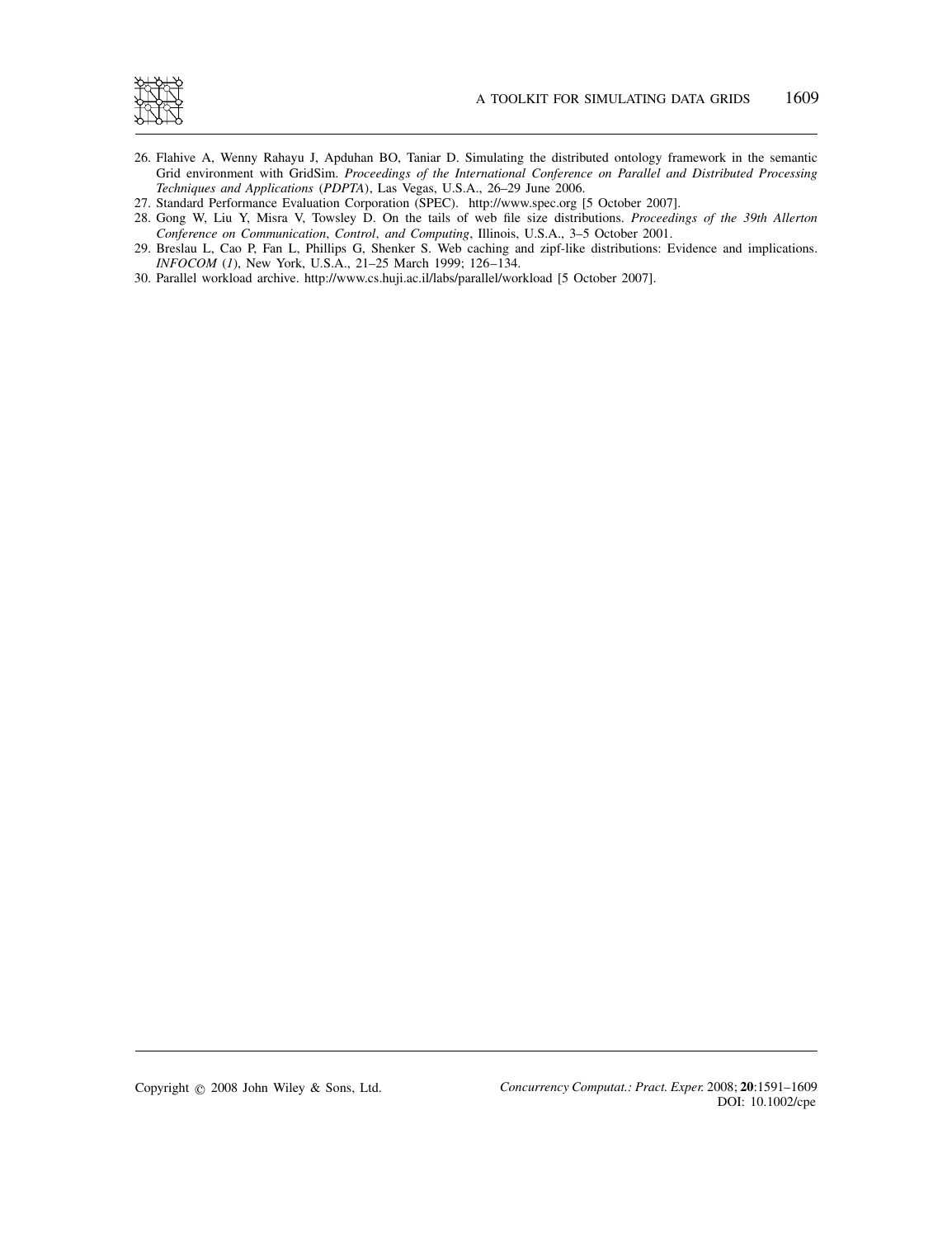26. Flahive A, Wenny Rahayu J, Apduhan BO, Taniar D. Simulating the distributed ontology framework in the semantic Grid environment with GridSim. *Proceedings of the International Conference on Parallel and Distributed Processing Techniques and Applications* (*PDPTA*), Las Vegas, U.S.A., 26–29 June 2006.
27. Standard Performance Evaluation Corporation (SPEC). http://www.spec.org [5 October 2007].
28. Gong W, Liu Y, Misra V, Towsley D. On the tails of web file size distributions. *Proceedings of the 39th Allerton Conference on Communication*, *Control*, *and Computing*, Illinois, U.S.A., 3–5 October 2001.
29. Breslau L, Cao P, Fan L, Phillips G, Shenker S. Web caching and zipf-like distributions: Evidence and implications. *INFOCOM* (*1*), New York, U.S.A., 21–25 March 1999; 126–134.
30. Parallel workload archive. http://www.cs.huji.ac.il/labs/parallel/workload [5 October 2007].